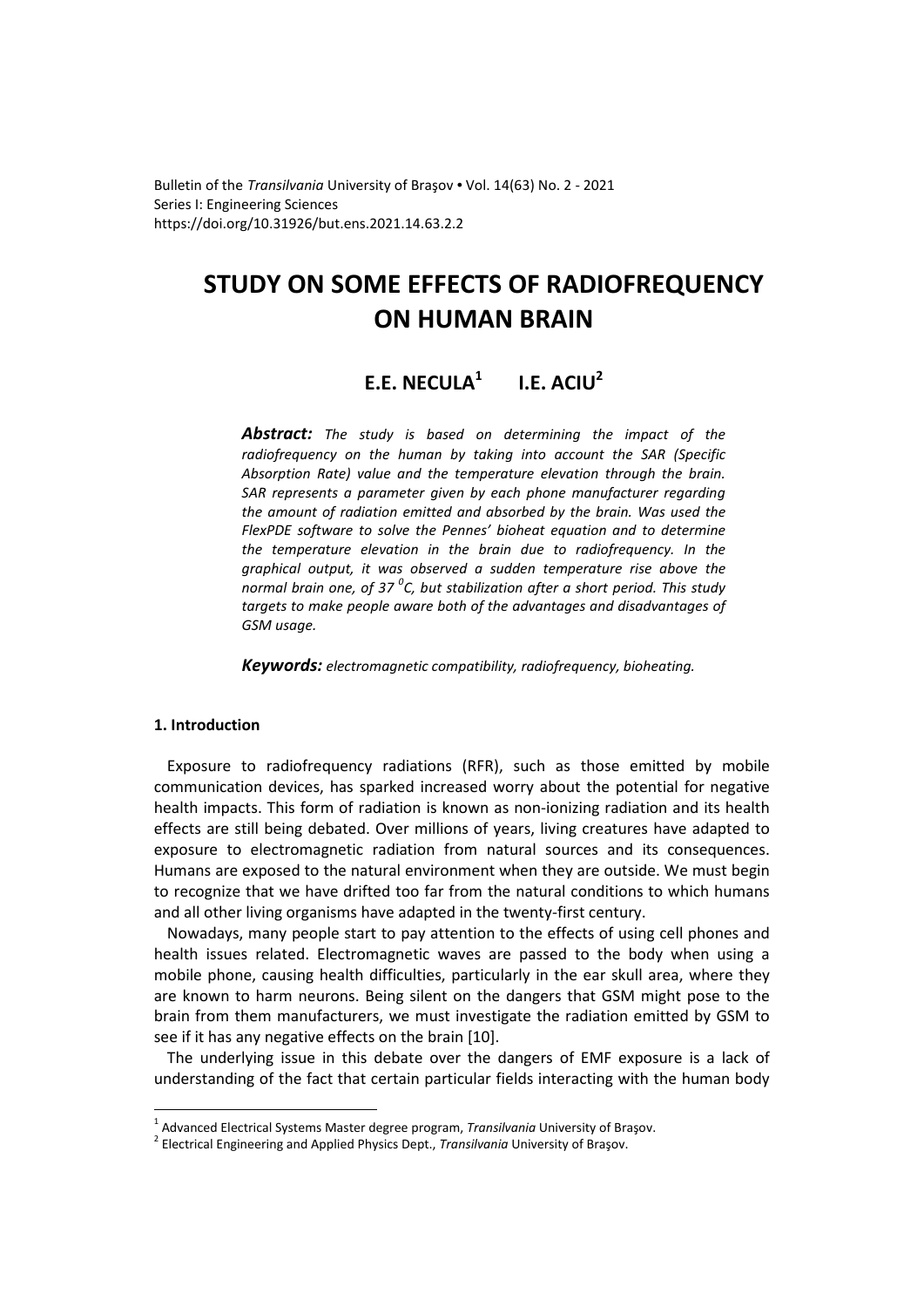Bulletin of the *Transilvania* University of Braşov • Vol. 14(63) No. 2 - 2021
Series I: Engineering Sciences
https://doi.org/10.31926/but.ens.2021.14.63.2.2

# STUDY ON SOME EFFECTS OF RADIOFREQUENCY ON HUMAN BRAIN

## E.E. NECULA[1] I.E. ACIU[2]

***Abstract:*** *The study is based on determining the impact of the radiofrequency on the human by taking into account the SAR (Specific Absorption Rate) value and the temperature elevation through the brain. SAR represents a parameter given by each phone manufacturer regarding the amount of radiation emitted and absorbed by the brain. Was used the FlexPDE software to solve the Pennes' bioheat equation and to determine the temperature elevation in the brain due to radiofrequency. In the graphical output, it was observed a sudden temperature rise above the normal brain one, of 37 $^{0}$C, but stabilization after a short period. This study targets to make people aware both of the advantages and disadvantages of GSM usage.*

***Keywords:*** *electromagnetic compatibility, radiofrequency, bioheating.*

### 1. Introduction

Exposure to radiofrequency radiations (RFR), such as those emitted by mobile communication devices, has sparked increased worry about the potential for negative health impacts. This form of radiation is known as non-ionizing radiation and its health effects are still being debated. Over millions of years, living creatures have adapted to exposure to electromagnetic radiation from natural sources and its consequences. Humans are exposed to the natural environment when they are outside. We must begin to recognize that we have drifted too far from the natural conditions to which humans and all other living organisms have adapted in the twenty-first century.

Nowadays, many people start to pay attention to the effects of using cell phones and health issues related. Electromagnetic waves are passed to the body when using a mobile phone, causing health difficulties, particularly in the ear skull area, where they are known to harm neurons. Being silent on the dangers that GSM might pose to the brain from them manufacturers, we must investigate the radiation emitted by GSM to see if it has any negative effects on the brain [10].

The underlying issue in this debate over the dangers of EMF exposure is a lack of understanding of the fact that certain particular fields interacting with the human body

---

[1] Advanced Electrical Systems Master degree program, *Transilvania* University of Braşov.
[2] Electrical Engineering and Applied Physics Dept., *Transilvania* University of Braşov.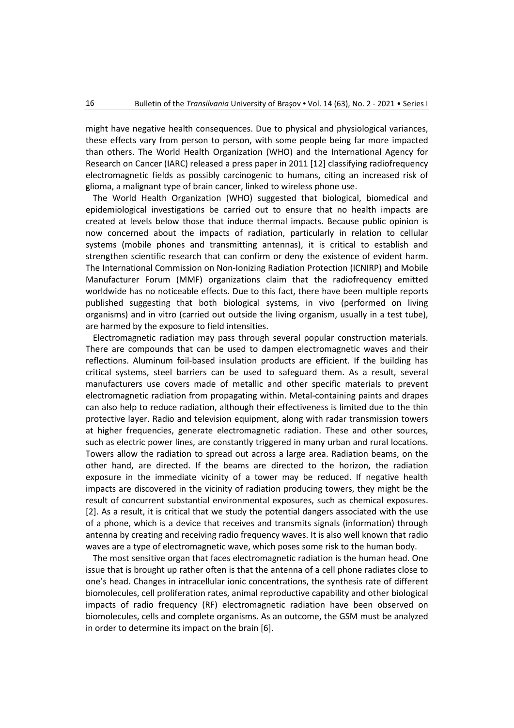might have negative health consequences. Due to physical and physiological variances, these effects vary from person to person, with some people being far more impacted than others. The World Health Organization (WHO) and the International Agency for Research on Cancer (IARC) released a press paper in 2011 [12] classifying radiofrequency electromagnetic fields as possibly carcinogenic to humans, citing an increased risk of glioma, a malignant type of brain cancer, linked to wireless phone use.

The World Health Organization (WHO) suggested that biological, biomedical and epidemiological investigations be carried out to ensure that no health impacts are created at levels below those that induce thermal impacts. Because public opinion is now concerned about the impacts of radiation, particularly in relation to cellular systems (mobile phones and transmitting antennas), it is critical to establish and strengthen scientific research that can confirm or deny the existence of evident harm. The International Commission on Non-Ionizing Radiation Protection (ICNIRP) and Mobile Manufacturer Forum (MMF) organizations claim that the radiofrequency emitted worldwide has no noticeable effects. Due to this fact, there have been multiple reports published suggesting that both biological systems, in vivo (performed on living organisms) and in vitro (carried out outside the living organism, usually in a test tube), are harmed by the exposure to field intensities.

Electromagnetic radiation may pass through several popular construction materials. There are compounds that can be used to dampen electromagnetic waves and their reflections. Aluminum foil-based insulation products are efficient. If the building has critical systems, steel barriers can be used to safeguard them. As a result, several manufacturers use covers made of metallic and other specific materials to prevent electromagnetic radiation from propagating within. Metal-containing paints and drapes can also help to reduce radiation, although their effectiveness is limited due to the thin protective layer. Radio and television equipment, along with radar transmission towers at higher frequencies, generate electromagnetic radiation. These and other sources, such as electric power lines, are constantly triggered in many urban and rural locations. Towers allow the radiation to spread out across a large area. Radiation beams, on the other hand, are directed. If the beams are directed to the horizon, the radiation exposure in the immediate vicinity of a tower may be reduced. If negative health impacts are discovered in the vicinity of radiation producing towers, they might be the result of concurrent substantial environmental exposures, such as chemical exposures. [2]. As a result, it is critical that we study the potential dangers associated with the use of a phone, which is a device that receives and transmits signals (information) through antenna by creating and receiving radio frequency waves. It is also well known that radio waves are a type of electromagnetic wave, which poses some risk to the human body.

The most sensitive organ that faces electromagnetic radiation is the human head. One issue that is brought up rather often is that the antenna of a cell phone radiates close to one's head. Changes in intracellular ionic concentrations, the synthesis rate of different biomolecules, cell proliferation rates, animal reproductive capability and other biological impacts of radio frequency (RF) electromagnetic radiation have been observed on biomolecules, cells and complete organisms. As an outcome, the GSM must be analyzed in order to determine its impact on the brain [6].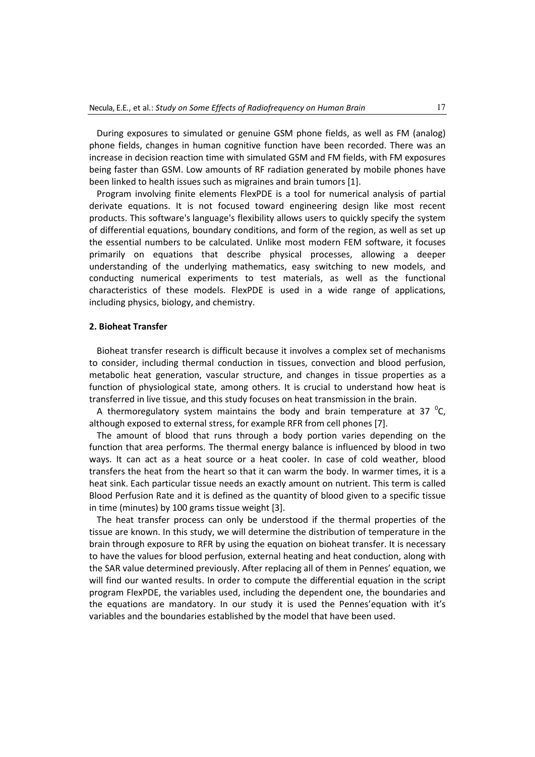During exposures to simulated or genuine GSM phone fields, as well as FM (analog) phone fields, changes in human cognitive function have been recorded. There was an increase in decision reaction time with simulated GSM and FM fields, with FM exposures being faster than GSM. Low amounts of RF radiation generated by mobile phones have been linked to health issues such as migraines and brain tumors [1].

Program involving finite elements FlexPDE is a tool for numerical analysis of partial derivate equations. It is not focused toward engineering design like most recent products. This software's language's flexibility allows users to quickly specify the system of differential equations, boundary conditions, and form of the region, as well as set up the essential numbers to be calculated. Unlike most modern FEM software, it focuses primarily on equations that describe physical processes, allowing a deeper understanding of the underlying mathematics, easy switching to new models, and conducting numerical experiments to test materials, as well as the functional characteristics of these models. FlexPDE is used in a wide range of applications, including physics, biology, and chemistry.

## 2. Bioheat Transfer

Bioheat transfer research is difficult because it involves a complex set of mechanisms to consider, including thermal conduction in tissues, convection and blood perfusion, metabolic heat generation, vascular structure, and changes in tissue properties as a function of physiological state, among others. It is crucial to understand how heat is transferred in live tissue, and this study focuses on heat transmission in the brain.

A thermoregulatory system maintains the body and brain temperature at 37 $^0$C, although exposed to external stress, for example RFR from cell phones [7].

The amount of blood that runs through a body portion varies depending on the function that area performs. The thermal energy balance is influenced by blood in two ways. It can act as a heat source or a heat cooler. In case of cold weather, blood transfers the heat from the heart so that it can warm the body. In warmer times, it is a heat sink. Each particular tissue needs an exactly amount on nutrient. This term is called Blood Perfusion Rate and it is defined as the quantity of blood given to a specific tissue in time (minutes) by 100 grams tissue weight [3].

The heat transfer process can only be understood if the thermal properties of the tissue are known. In this study, we will determine the distribution of temperature in the brain through exposure to RFR by using the equation on bioheat transfer. It is necessary to have the values for blood perfusion, external heating and heat conduction, along with the SAR value determined previously. After replacing all of them in Pennes' equation, we will find our wanted results. In order to compute the differential equation in the script program FlexPDE, the variables used, including the dependent one, the boundaries and the equations are mandatory. In our study it is used the Pennes'equation with it's variables and the boundaries established by the model that have been used.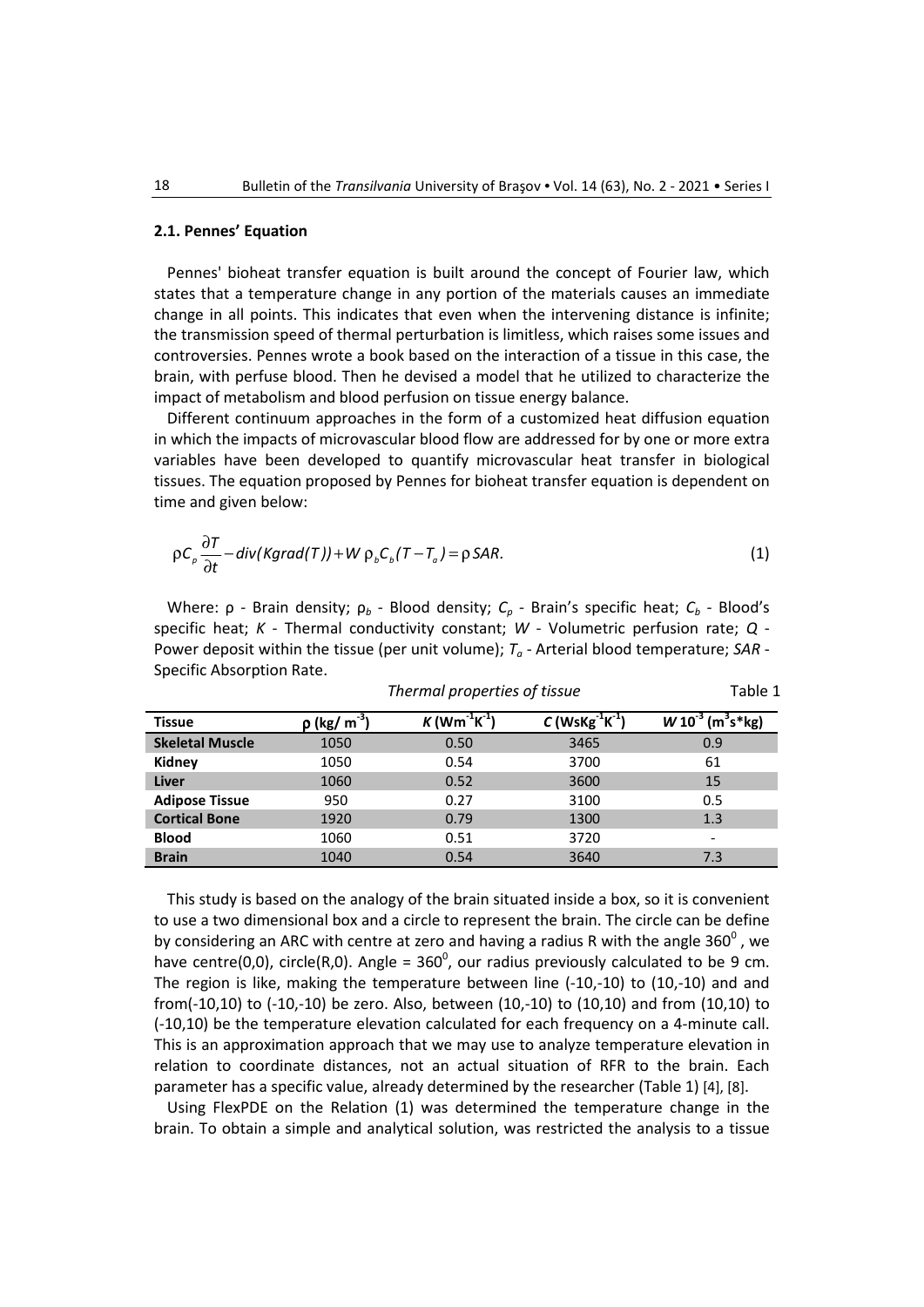### 2.1. Pennes' Equation

Pennes' bioheat transfer equation is built around the concept of Fourier law, which states that a temperature change in any portion of the materials causes an immediate change in all points. This indicates that even when the intervening distance is infinite; the transmission speed of thermal perturbation is limitless, which raises some issues and controversies. Pennes wrote a book based on the interaction of a tissue in this case, the brain, with perfuse blood. Then he devised a model that he utilized to characterize the impact of metabolism and blood perfusion on tissue energy balance.

Different continuum approaches in the form of a customized heat diffusion equation in which the impacts of microvascular blood flow are addressed for by one or more extra variables have been developed to quantify microvascular heat transfer in biological tissues. The equation proposed by Pennes for bioheat transfer equation is dependent on time and given below:

$$\rho C_p \frac{\partial T}{\partial t} - div(Kgrad(T)) + W \rho_b C_b (T - T_a) = \rho SAR. \quad (1)$$

Where: $\rho$ - Brain density; $\rho_b$ - Blood density; $C_p$ - Brain's specific heat; $C_b$ - Blood's specific heat; $K$ - Thermal conductivity constant; $W$ - Volumetric perfusion rate; $Q$ - Power deposit within the tissue (per unit volume); $T_a$ - Arterial blood temperature; *SAR* - Specific Absorption Rate.

*Thermal properties of tissue* Table 1

| Tissue | $\rho$ (kg/ m$^{-3}$) | $K$ (Wm$^{-1}$K$^{-1}$) | $C$ (WsKg$^{-1}$K$^{-1}$) | $W$ 10$^{-3}$ (m$^3$s*kg) |
|---|---|---|---|---|
| **Skeletal Muscle** | 1050 | 0.50 | 3465 | 0.9 |
| **Kidney** | 1050 | 0.54 | 3700 | 61 |
| **Liver** | 1060 | 0.52 | 3600 | 15 |
| **Adipose Tissue** | 950 | 0.27 | 3100 | 0.5 |
| **Cortical Bone** | 1920 | 0.79 | 1300 | 1.3 |
| **Blood** | 1060 | 0.51 | 3720 | - |
| **Brain** | 1040 | 0.54 | 3640 | 7.3 |

This study is based on the analogy of the brain situated inside a box, so it is convenient to use a two dimensional box and a circle to represent the brain. The circle can be define by considering an ARC with centre at zero and having a radius R with the angle $360^0$, we have centre(0,0), circle(R,0). Angle = $360^0$, our radius previously calculated to be 9 cm. The region is like, making the temperature between line (-10,-10) to (10,-10) and and from(-10,10) to (-10,-10) be zero. Also, between (10,-10) to (10,10) and from (10,10) to (-10,10) be the temperature elevation calculated for each frequency on a 4-minute call. This is an approximation approach that we may use to analyze temperature elevation in relation to coordinate distances, not an actual situation of RFR to the brain. Each parameter has a specific value, already determined by the researcher (Table 1) [4], [8].

Using FlexPDE on the Relation (1) was determined the temperature change in the brain. To obtain a simple and analytical solution, was restricted the analysis to a tissue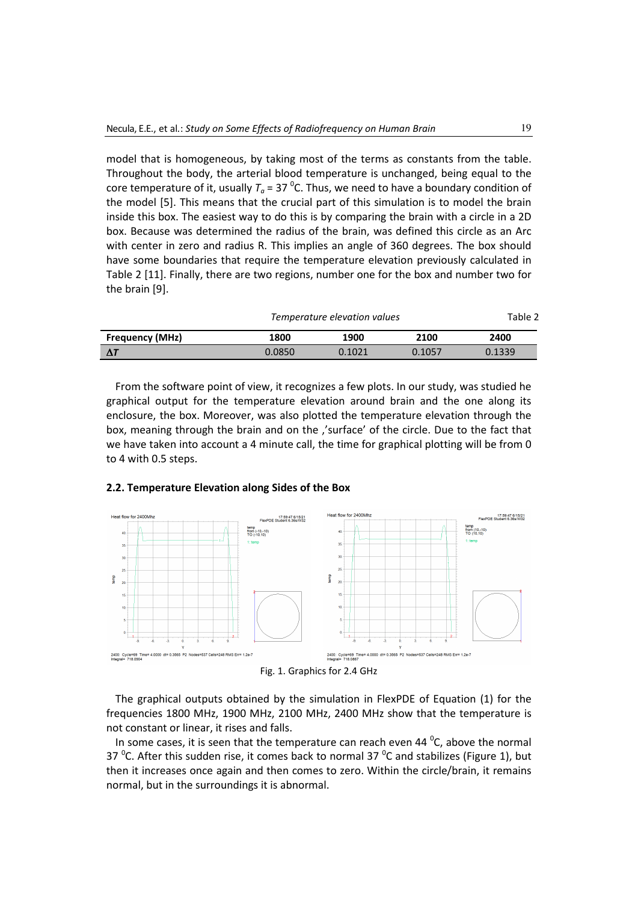model that is homogeneous, by taking most of the terms as constants from the table. Throughout the body, the arterial blood temperature is unchanged, being equal to the core temperature of it, usually $T_a$ = 37 $^0$C. Thus, we need to have a boundary condition of the model [5]. This means that the crucial part of this simulation is to model the brain inside this box. The easiest way to do this is by comparing the brain with a circle in a 2D box. Because was determined the radius of the brain, was defined this circle as an Arc with center in zero and radius R. This implies an angle of 360 degrees. The box should have some boundaries that require the temperature elevation previously calculated in Table 2 [11]. Finally, there are two regions, number one for the box and number two for the brain [9].

*Temperature elevation values* — Table 2

| Frequency (MHz) | 1800 | 1900 | 2100 | 2400 |
|---|---|---|---|---|
| $\Delta T$ | 0.0850 | 0.1021 | 0.1057 | 0.1339 |

From the software point of view, it recognizes a few plots. In our study, was studied he graphical output for the temperature elevation around brain and the one along its enclosure, the box. Moreover, was also plotted the temperature elevation through the box, meaning through the brain and on the ‚'surface' of the circle. Due to the fact that we have taken into account a 4 minute call, the time for graphical plotting will be from 0 to 4 with 0.5 steps.

### 2.2. Temperature Elevation along Sides of the Box

Fig. 1. Graphics for 2.4 GHz

The graphical outputs obtained by the simulation in FlexPDE of Equation (1) for the frequencies 1800 MHz, 1900 MHz, 2100 MHz, 2400 MHz show that the temperature is not constant or linear, it rises and falls.

In some cases, it is seen that the temperature can reach even 44 $^0$C, above the normal 37 $^0$C. After this sudden rise, it comes back to normal 37 $^0$C and stabilizes (Figure 1), but then it increases once again and then comes to zero. Within the circle/brain, it remains normal, but in the surroundings it is abnormal.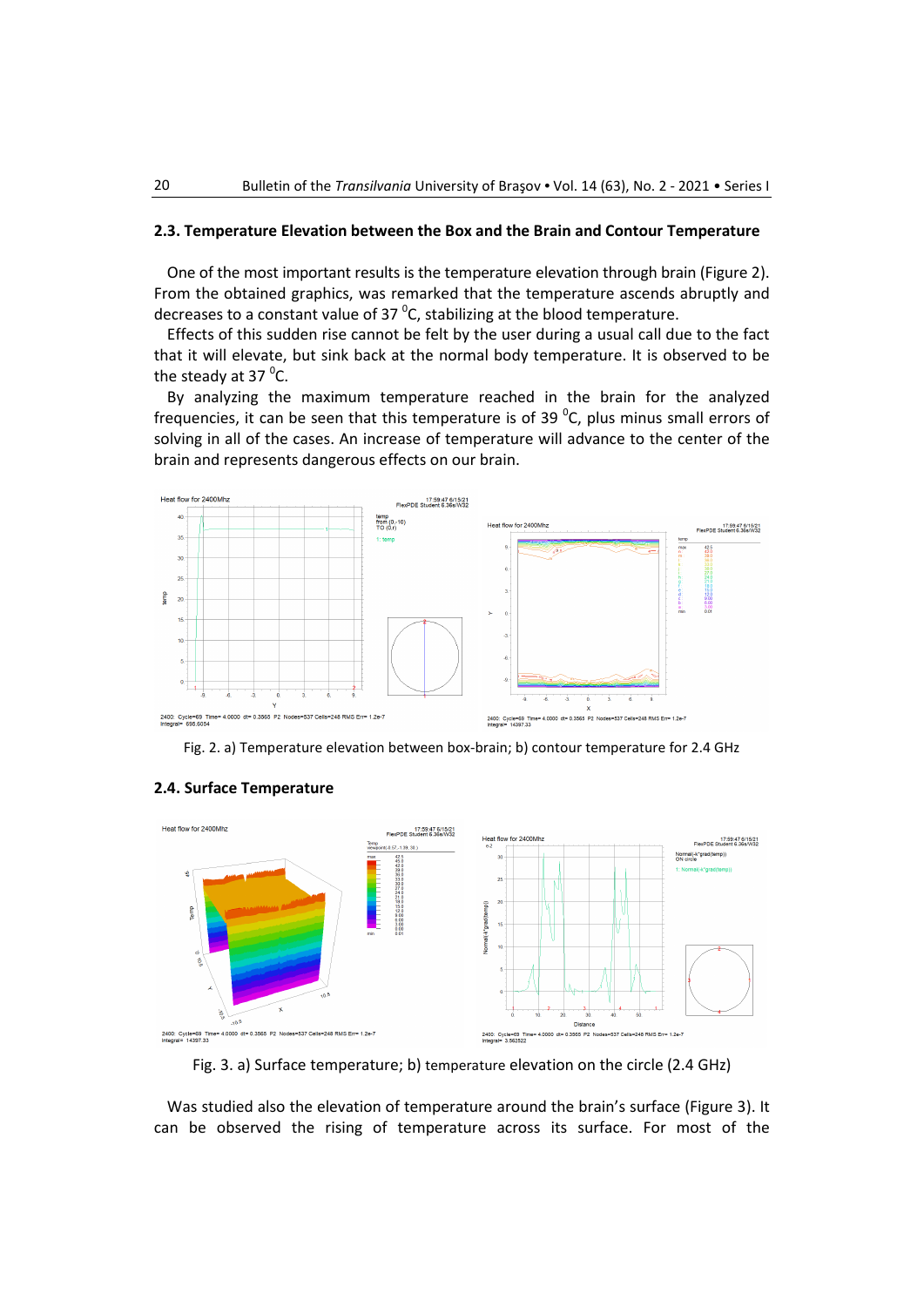### 2.3. Temperature Elevation between the Box and the Brain and Contour Temperature

One of the most important results is the temperature elevation through brain (Figure 2). From the obtained graphics, was remarked that the temperature ascends abruptly and decreases to a constant value of 37 $^0$C, stabilizing at the blood temperature.

Effects of this sudden rise cannot be felt by the user during a usual call due to the fact that it will elevate, but sink back at the normal body temperature. It is observed to be the steady at 37 $^0$C.

By analyzing the maximum temperature reached in the brain for the analyzed frequencies, it can be seen that this temperature is of 39 $^0$C, plus minus small errors of solving in all of the cases. An increase of temperature will advance to the center of the brain and represents dangerous effects on our brain.

Fig. 2. a) Temperature elevation between box-brain; b) contour temperature for 2.4 GHz

### 2.4. Surface Temperature

Fig. 3. a) Surface temperature; b) temperature elevation on the circle (2.4 GHz)

Was studied also the elevation of temperature around the brain's surface (Figure 3). It can be observed the rising of temperature across its surface. For most of the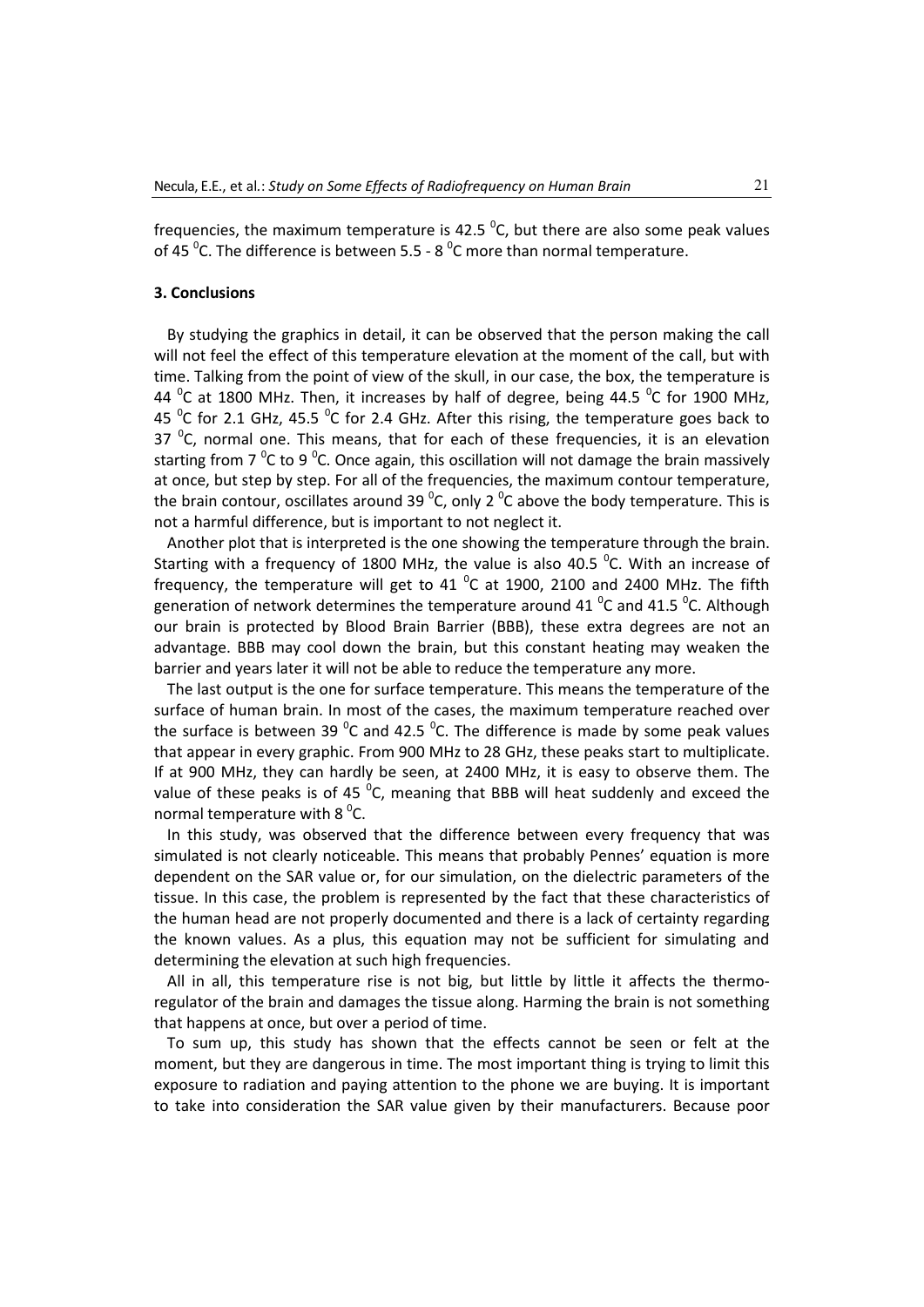frequencies, the maximum temperature is 42.5 $^0$C, but there are also some peak values of 45 $^0$C. The difference is between 5.5 - 8 $^0$C more than normal temperature.

### 3. Conclusions

By studying the graphics in detail, it can be observed that the person making the call will not feel the effect of this temperature elevation at the moment of the call, but with time. Talking from the point of view of the skull, in our case, the box, the temperature is 44 $^0$C at 1800 MHz. Then, it increases by half of degree, being 44.5 $^0$C for 1900 MHz, 45 $^0$C for 2.1 GHz, 45.5 $^0$C for 2.4 GHz. After this rising, the temperature goes back to 37 $^0$C, normal one. This means, that for each of these frequencies, it is an elevation starting from 7 $^0$C to 9 $^0$C. Once again, this oscillation will not damage the brain massively at once, but step by step. For all of the frequencies, the maximum contour temperature, the brain contour, oscillates around 39 $^0$C, only 2 $^0$C above the body temperature. This is not a harmful difference, but is important to not neglect it.

Another plot that is interpreted is the one showing the temperature through the brain. Starting with a frequency of 1800 MHz, the value is also 40.5 $^0$C. With an increase of frequency, the temperature will get to 41 $^0$C at 1900, 2100 and 2400 MHz. The fifth generation of network determines the temperature around 41 $^0$C and 41.5 $^0$C. Although our brain is protected by Blood Brain Barrier (BBB), these extra degrees are not an advantage. BBB may cool down the brain, but this constant heating may weaken the barrier and years later it will not be able to reduce the temperature any more.

The last output is the one for surface temperature. This means the temperature of the surface of human brain. In most of the cases, the maximum temperature reached over the surface is between 39 $^0$C and 42.5 $^0$C. The difference is made by some peak values that appear in every graphic. From 900 MHz to 28 GHz, these peaks start to multiplicate. If at 900 MHz, they can hardly be seen, at 2400 MHz, it is easy to observe them. The value of these peaks is of 45 $^0$C, meaning that BBB will heat suddenly and exceed the normal temperature with 8 $^0$C.

In this study, was observed that the difference between every frequency that was simulated is not clearly noticeable. This means that probably Pennes' equation is more dependent on the SAR value or, for our simulation, on the dielectric parameters of the tissue. In this case, the problem is represented by the fact that these characteristics of the human head are not properly documented and there is a lack of certainty regarding the known values. As a plus, this equation may not be sufficient for simulating and determining the elevation at such high frequencies.

All in all, this temperature rise is not big, but little by little it affects the thermo-regulator of the brain and damages the tissue along. Harming the brain is not something that happens at once, but over a period of time.

To sum up, this study has shown that the effects cannot be seen or felt at the moment, but they are dangerous in time. The most important thing is trying to limit this exposure to radiation and paying attention to the phone we are buying. It is important to take into consideration the SAR value given by their manufacturers. Because poor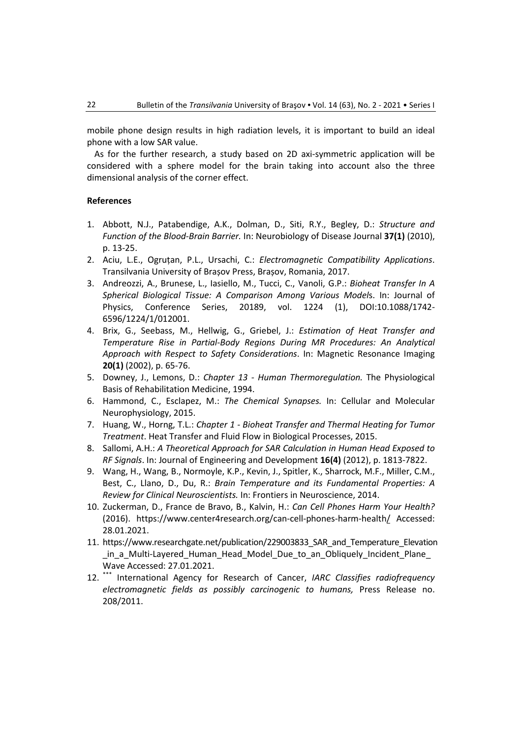mobile phone design results in high radiation levels, it is important to build an ideal phone with a low SAR value.

As for the further research, a study based on 2D axi-symmetric application will be considered with a sphere model for the brain taking into account also the three dimensional analysis of the corner effect.

**References**

1. Abbott, N.J., Patabendige, A.K., Dolman, D., Siti, R.Y., Begley, D.: *Structure and Function of the Blood-Brain Barrier.* In: Neurobiology of Disease Journal **37(1)** (2010), p. 13-25.
2. Aciu, L.E., Ogruțan, P.L., Ursachi, C.: *Electromagnetic Compatibility Applications*. Transilvania University of Brașov Press, Brașov, Romania, 2017.
3. Andreozzi, A., Brunese, L., Iasiello, M., Tucci, C., Vanoli, G.P.: *Bioheat Transfer In A Spherical Biological Tissue: A Comparison Among Various Model*s. In: Journal of Physics, Conference Series, 20189, vol. 1224 (1), DOI:10.1088/1742-6596/1224/1/012001.
4. Brix, G., Seebass, M., Hellwig, G., Griebel, J.: *Estimation of Heat Transfer and Temperature Rise in Partial-Body Regions During MR Procedures: An Analytical Approach with Respect to Safety Considerations*. In: Magnetic Resonance Imaging **20(1)** (2002), p. 65-76.
5. Downey, J., Lemons, D.: *Chapter 13 - Human Thermoregulation.* The Physiological Basis of Rehabilitation Medicine, 1994.
6. Hammond, C., Esclapez, M.: *The Chemical Synapses.* In: Cellular and Molecular Neurophysiology, 2015.
7. Huang, W., Horng, T.L.: *Chapter 1 - Bioheat Transfer and Thermal Heating for Tumor Treatment*. Heat Transfer and Fluid Flow in Biological Processes, 2015.
8. Sallomi, A.H.: *A Theoretical Approach for SAR Calculation in Human Head Exposed to RF Signals*. In: Journal of Engineering and Development **16(4)** (2012), p. 1813-7822.
9. Wang, H., Wang, B., Normoyle, K.P., Kevin, J., Spitler, K., Sharrock, M.F., Miller, C.M., Best, C., Llano, D., Du, R.: *Brain Temperature and its Fundamental Properties: A Review for Clinical Neuroscientists.* In: Frontiers in Neuroscience, 2014.
10. Zuckerman, D., France de Bravo, B., Kalvin, H.: *Can Cell Phones Harm Your Health?* (2016). https://www.center4research.org/can-cell-phones-harm-health/ Accessed: 28.01.2021.
11. https://www.researchgate.net/publication/229003833_SAR_and_Temperature_Elevation_in_a_Multi-Layered_Human_Head_Model_Due_to_an_Obliquely_Incident_Plane_Wave Accessed: 27.01.2021.
12. *** International Agency for Research of Cancer, *IARC Classifies radiofrequency electromagnetic fields as possibly carcinogenic to humans,* Press Release no. 208/2011.